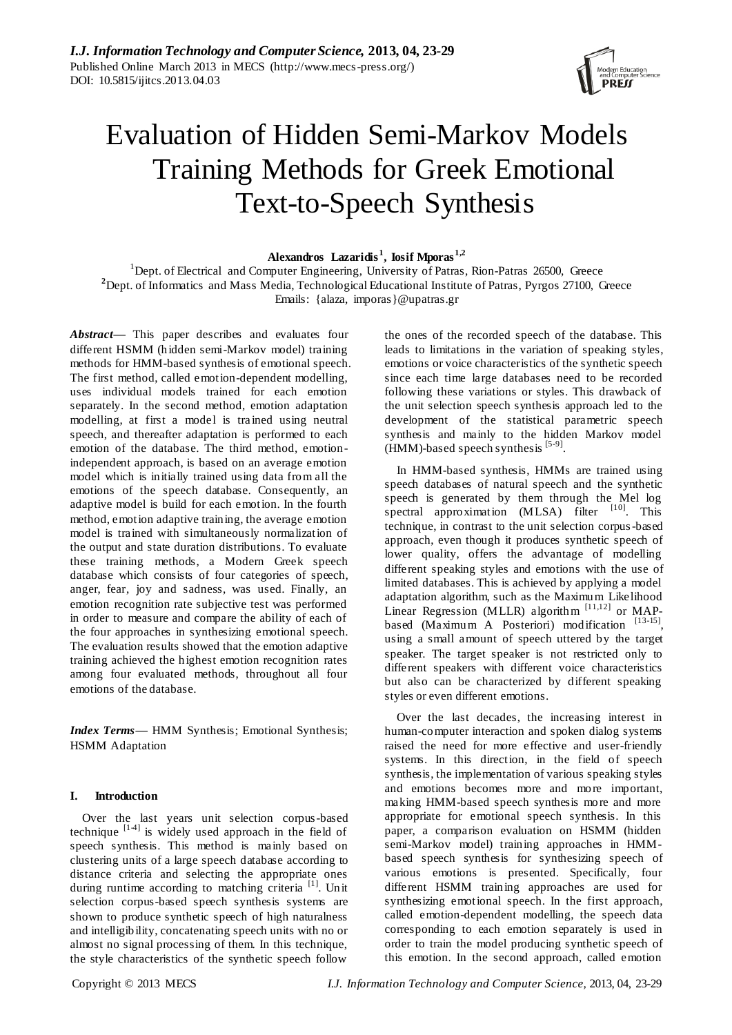# Evaluation of Hidden Semi-Markov Models Training Methods for Greek Emotional Text-to-Speech Synthesis

**Alexandros Lazaridis[1], Iosif Mporas[1,2]**

[1]Dept. of Electrical and Computer Engineering, University of Patras, Rion-Patras 26500, Greece
[2]Dept. of Informatics and Mass Media, Technological Educational Institute of Patras, Pyrgos 27100, Greece
Emails: {alaza, imporas}@upatras.gr

***Abstract*****—** This paper describes and evaluates four different HSMM (hidden semi-Markov model) training methods for HMM-based synthesis of emotional speech. The first method, called emotion-dependent modelling, uses individual models trained for each emotion separately. In the second method, emotion adaptation modelling, at first a model is trained using neutral speech, and thereafter adaptation is performed to each emotion of the database. The third method, emotion-independent approach, is based on an average emotion model which is initially trained using data from all the emotions of the speech database. Consequently, an adaptive model is build for each emotion. In the fourth method, emotion adaptive training, the average emotion model is trained with simultaneously normalization of the output and state duration distributions. To evaluate these training methods, a Modern Greek speech database which consists of four categories of speech, anger, fear, joy and sadness, was used. Finally, an emotion recognition rate subjective test was performed in order to measure and compare the ability of each of the four approaches in synthesizing emotional speech. The evaluation results showed that the emotion adaptive training achieved the highest emotion recognition rates among four evaluated methods, throughout all four emotions of the database.

***Index Terms*****—** HMM Synthesis; Emotional Synthesis; HSMM Adaptation

## I. Introduction

Over the last years unit selection corpus-based technique [1-4] is widely used approach in the field of speech synthesis. This method is mainly based on clustering units of a large speech database according to distance criteria and selecting the appropriate ones during runtime according to matching criteria [1]. Unit selection corpus-based speech synthesis systems are shown to produce synthetic speech of high naturalness and intelligibility, concatenating speech units with no or almost no signal processing of them. In this technique, the style characteristics of the synthetic speech follow the ones of the recorded speech of the database. This leads to limitations in the variation of speaking styles, emotions or voice characteristics of the synthetic speech since each time large databases need to be recorded following these variations or styles. This drawback of the unit selection speech synthesis approach led to the development of the statistical parametric speech synthesis and mainly to the hidden Markov model (HMM)-based speech synthesis [5-9].

In HMM-based synthesis, HMMs are trained using speech databases of natural speech and the synthetic speech is generated by them through the Mel log spectral approximation (MLSA) filter [10]. This technique, in contrast to the unit selection corpus-based approach, even though it produces synthetic speech of lower quality, offers the advantage of modelling different speaking styles and emotions with the use of limited databases. This is achieved by applying a model adaptation algorithm, such as the Maximum Likelihood Linear Regression (MLLR) algorithm [11,12] or MAP-based (Maximum A Posteriori) modification [13-15], using a small amount of speech uttered by the target speaker. The target speaker is not restricted only to different speakers with different voice characteristics but also can be characterized by different speaking styles or even different emotions.

Over the last decades, the increasing interest in human-computer interaction and spoken dialog systems raised the need for more effective and user-friendly systems. In this direction, in the field of speech synthesis, the implementation of various speaking styles and emotions becomes more and more important, making HMM-based speech synthesis more and more appropriate for emotional speech synthesis. In this paper, a comparison evaluation on HSMM (hidden semi-Markov model) training approaches in HMM-based speech synthesis for synthesizing speech of various emotions is presented. Specifically, four different HSMM training approaches are used for synthesizing emotional speech. In the first approach, called emotion-dependent modelling, the speech data corresponding to each emotion separately is used in order to train the model producing synthetic speech of this emotion. In the second approach, called emotion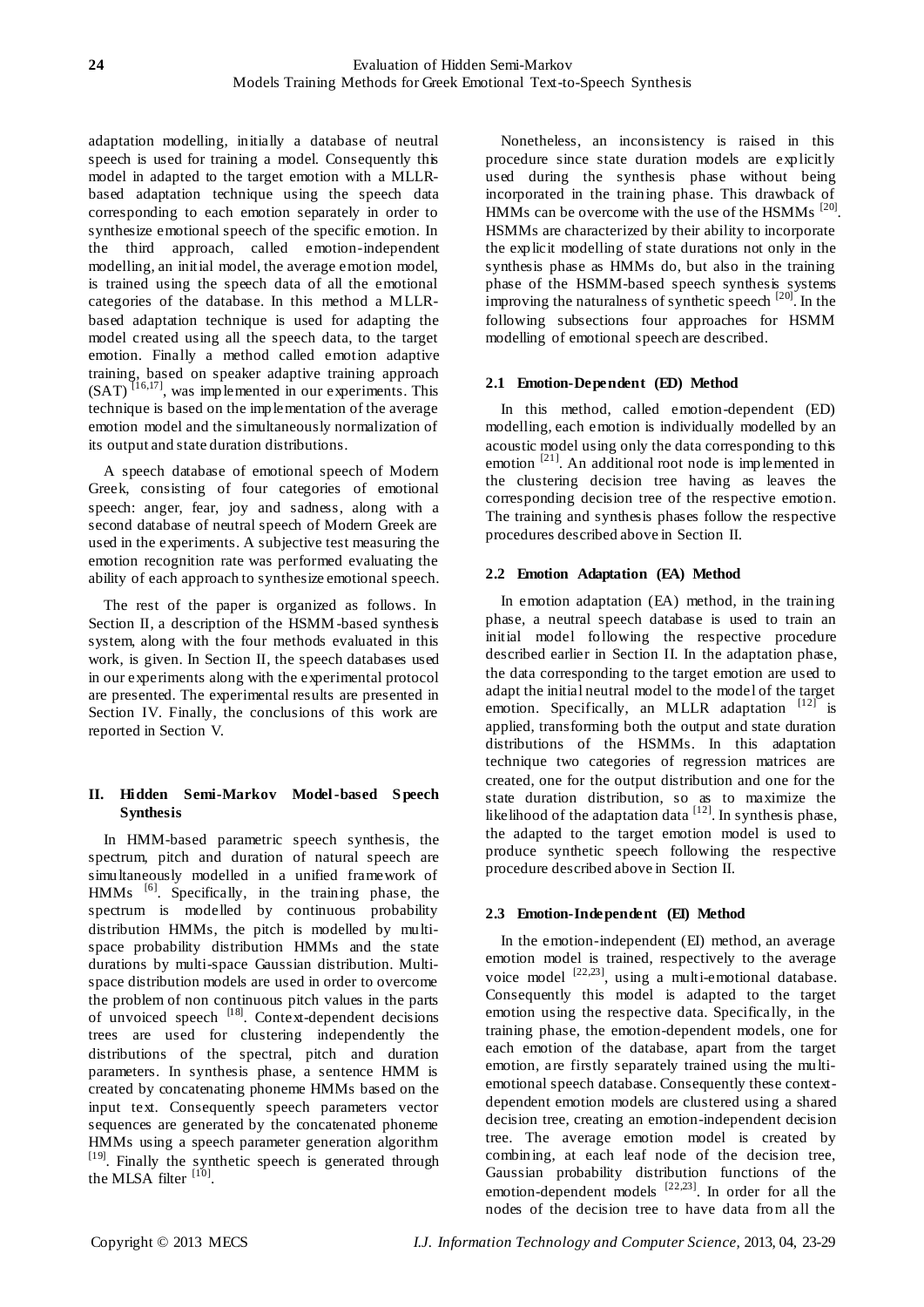adaptation modelling, initially a database of neutral speech is used for training a model. Consequently this model in adapted to the target emotion with a MLLR-based adaptation technique using the speech data corresponding to each emotion separately in order to synthesize emotional speech of the specific emotion. In the third approach, called emotion-independent modelling, an initial model, the average emotion model, is trained using the speech data of all the emotional categories of the database. In this method a MLLR-based adaptation technique is used for adapting the model created using all the speech data, to the target emotion. Finally a method called emotion adaptive training, based on speaker adaptive training approach (SAT) [16,17], was implemented in our experiments. This technique is based on the implementation of the average emotion model and the simultaneously normalization of its output and state duration distributions.

A speech database of emotional speech of Modern Greek, consisting of four categories of emotional speech: anger, fear, joy and sadness, along with a second database of neutral speech of Modern Greek are used in the experiments. A subjective test measuring the emotion recognition rate was performed evaluating the ability of each approach to synthesize emotional speech.

The rest of the paper is organized as follows. In Section II, a description of the HSMM-based synthesis system, along with the four methods evaluated in this work, is given. In Section II, the speech databases used in our experiments along with the experimental protocol are presented. The experimental results are presented in Section IV. Finally, the conclusions of this work are reported in Section V.

## II. Hidden Semi-Markov Model-based Speech Synthesis

In HMM-based parametric speech synthesis, the spectrum, pitch and duration of natural speech are simultaneously modelled in a unified framework of HMMs [6]. Specifically, in the training phase, the spectrum is modelled by continuous probability distribution HMMs, the pitch is modelled by multi-space probability distribution HMMs and the state durations by multi-space Gaussian distribution. Multi-space distribution models are used in order to overcome the problem of non continuous pitch values in the parts of unvoiced speech [18]. Context-dependent decisions trees are used for clustering independently the distributions of the spectral, pitch and duration parameters. In synthesis phase, a sentence HMM is created by concatenating phoneme HMMs based on the input text. Consequently speech parameters vector sequences are generated by the concatenated phoneme HMMs using a speech parameter generation algorithm [19]. Finally the synthetic speech is generated through the MLSA filter [10].

Nonetheless, an inconsistency is raised in this procedure since state duration models are explicitly used during the synthesis phase without being incorporated in the training phase. This drawback of HMMs can be overcome with the use of the HSMMs [20]. HSMMs are characterized by their ability to incorporate the explicit modelling of state durations not only in the synthesis phase as HMMs do, but also in the training phase of the HSMM-based speech synthesis systems improving the naturalness of synthetic speech [20]. In the following subsections four approaches for HSMM modelling of emotional speech are described.

### 2.1 Emotion-Dependent (ED) Method

In this method, called emotion-dependent (ED) modelling, each emotion is individually modelled by an acoustic model using only the data corresponding to this emotion [21]. An additional root node is implemented in the clustering decision tree having as leaves the corresponding decision tree of the respective emotion. The training and synthesis phases follow the respective procedures described above in Section II.

### 2.2 Emotion Adaptation (EA) Method

In emotion adaptation (EA) method, in the training phase, a neutral speech database is used to train an initial model following the respective procedure described earlier in Section II. In the adaptation phase, the data corresponding to the target emotion are used to adapt the initial neutral model to the model of the target emotion. Specifically, an MLLR adaptation [12] is applied, transforming both the output and state duration distributions of the HSMMs. In this adaptation technique two categories of regression matrices are created, one for the output distribution and one for the state duration distribution, so as to maximize the likelihood of the adaptation data [12]. In synthesis phase, the adapted to the target emotion model is used to produce synthetic speech following the respective procedure described above in Section II.

### 2.3 Emotion-Independent (EI) Method

In the emotion-independent (EI) method, an average emotion model is trained, respectively to the average voice model [22,23], using a multi-emotional database. Consequently this model is adapted to the target emotion using the respective data. Specifically, in the training phase, the emotion-dependent models, one for each emotion of the database, apart from the target emotion, are firstly separately trained using the multi-emotional speech database. Consequently these context-dependent emotion models are clustered using a shared decision tree, creating an emotion-independent decision tree. The average emotion model is created by combining, at each leaf node of the decision tree, Gaussian probability distribution functions of the emotion-dependent models [22,23]. In order for all the nodes of the decision tree to have data from all the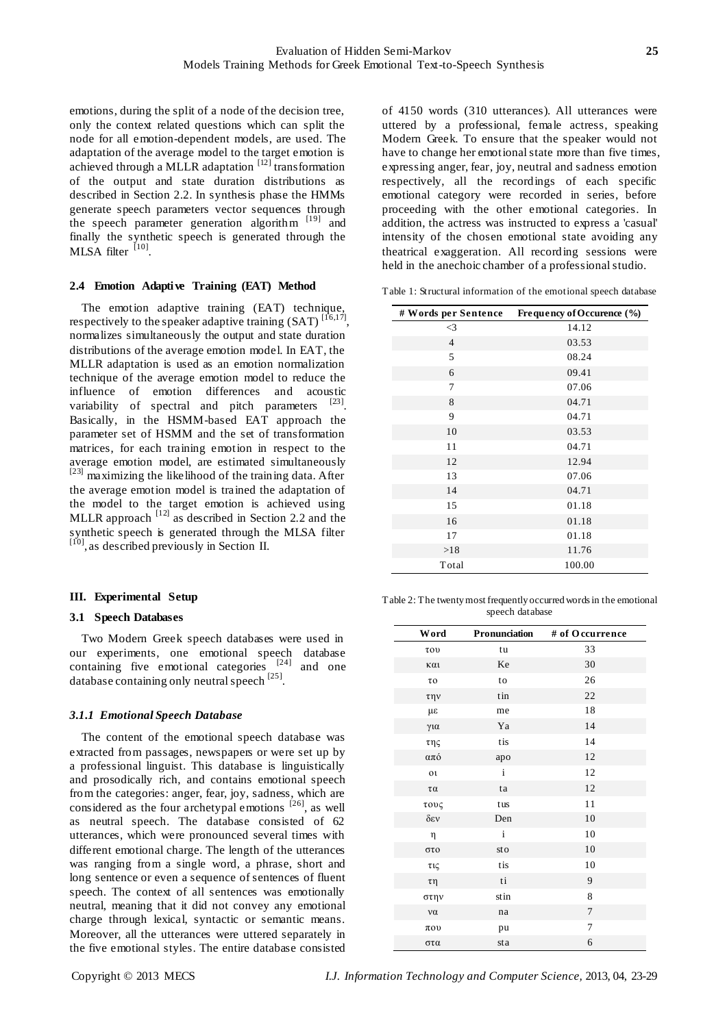emotions, during the split of a node of the decision tree, only the context related questions which can split the node for all emotion-dependent models, are used. The adaptation of the average model to the target emotion is achieved through a MLLR adaptation [12] transformation of the output and state duration distributions as described in Section 2.2. In synthesis phase the HMMs generate speech parameters vector sequences through the speech parameter generation algorithm [19] and finally the synthetic speech is generated through the MLSA filter [10].

### 2.4 Emotion Adaptive Training (EAT) Method

The emotion adaptive training (EAT) technique, respectively to the speaker adaptive training (SAT) [16,17], normalizes simultaneously the output and state duration distributions of the average emotion model. In EAT, the MLLR adaptation is used as an emotion normalization technique of the average emotion model to reduce the influence of emotion differences and acoustic variability of spectral and pitch parameters [23]. Basically, in the HSMM-based EAT approach the parameter set of HSMM and the set of transformation matrices, for each training emotion in respect to the average emotion model, are estimated simultaneously [23] maximizing the likelihood of the training data. After the average emotion model is trained the adaptation of the model to the target emotion is achieved using MLLR approach [12] as described in Section 2.2 and the synthetic speech is generated through the MLSA filter [10], as described previously in Section II.

## III. Experimental Setup

### 3.1 Speech Databases

Two Modern Greek speech databases were used in our experiments, one emotional speech database containing five emotional categories [24] and one database containing only neutral speech [25].

#### *3.1.1 Emotional Speech Database*

The content of the emotional speech database was extracted from passages, newspapers or were set up by a professional linguist. This database is linguistically and prosodically rich, and contains emotional speech from the categories: anger, fear, joy, sadness, which are considered as the four archetypal emotions [26], as well as neutral speech. The database consisted of 62 utterances, which were pronounced several times with different emotional charge. The length of the utterances was ranging from a single word, a phrase, short and long sentence or even a sequence of sentences of fluent speech. The context of all sentences was emotionally neutral, meaning that it did not convey any emotional charge through lexical, syntactic or semantic means. Moreover, all the utterances were uttered separately in the five emotional styles. The entire database consisted of 4150 words (310 utterances). All utterances were uttered by a professional, female actress, speaking Modern Greek. To ensure that the speaker would not have to change her emotional state more than five times, expressing anger, fear, joy, neutral and sadness emotion respectively, all the recordings of each specific emotional category were recorded in series, before proceeding with the other emotional categories. In addition, the actress was instructed to express a 'casual' intensity of the chosen emotional state avoiding any theatrical exaggeration. All recording sessions were held in the anechoic chamber of a professional studio.

Table 1: Structural information of the emotional speech database

| # Words per Sentence | Frequency of Occurence (%) |
|---|---|
| <3 | 14.12 |
| 4 | 03.53 |
| 5 | 08.24 |
| 6 | 09.41 |
| 7 | 07.06 |
| 8 | 04.71 |
| 9 | 04.71 |
| 10 | 03.53 |
| 11 | 04.71 |
| 12 | 12.94 |
| 13 | 07.06 |
| 14 | 04.71 |
| 15 | 01.18 |
| 16 | 01.18 |
| 17 | 01.18 |
| >18 | 11.76 |
| Total | 100.00 |

Table 2: The twenty most frequently occurred words in the emotional speech database

| Word | Pronunciation | # of Occurrence |
|---|---|---|
| του | tu | 33 |
| και | Ke | 30 |
| το | to | 26 |
| την | tin | 22 |
| με | me | 18 |
| για | Ya | 14 |
| της | tis | 14 |
| από | apo | 12 |
| οι | i | 12 |
| τα | ta | 12 |
| τους | tus | 11 |
| δεν | Den | 10 |
| η | i | 10 |
| στο | sto | 10 |
| τις | tis | 10 |
| τη | ti | 9 |
| στην | stin | 8 |
| να | na | 7 |
| που | pu | 7 |
| στα | sta | 6 |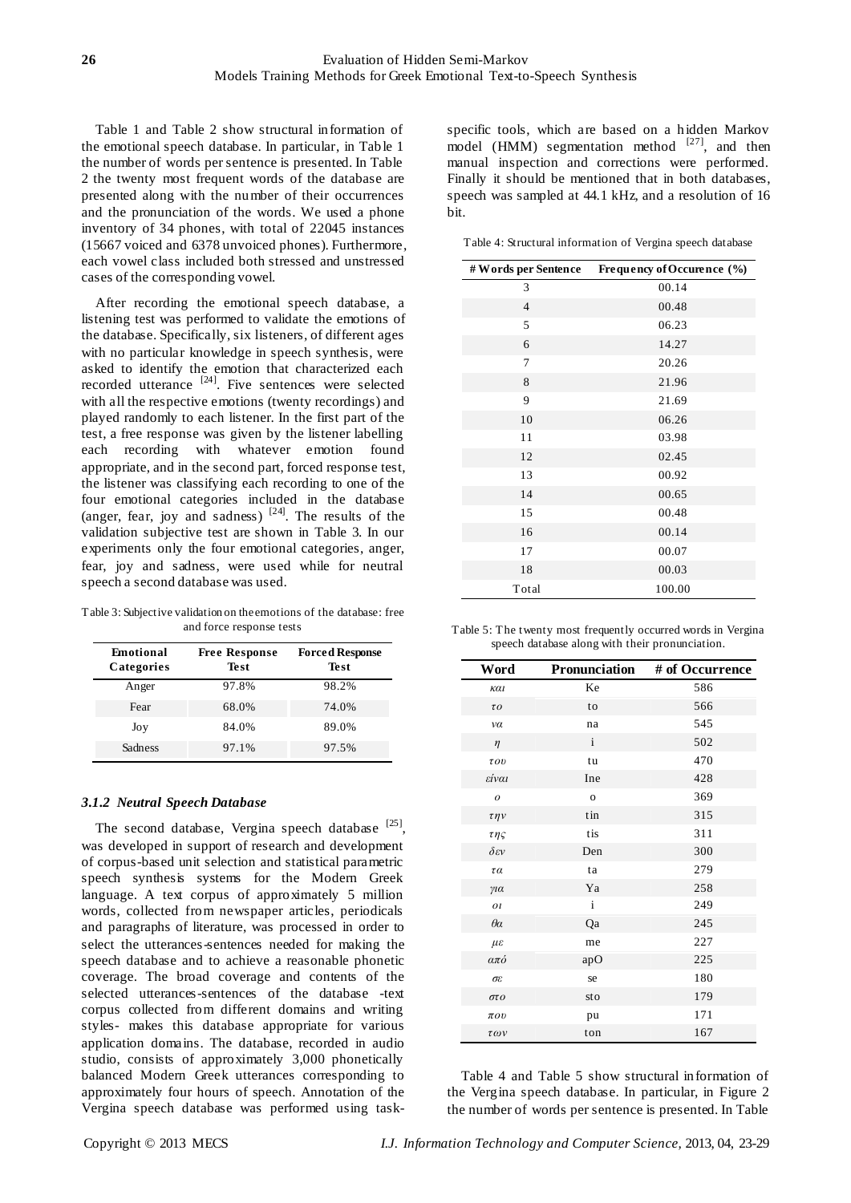Table 1 and Table 2 show structural information of the emotional speech database. In particular, in Table 1 the number of words per sentence is presented. In Table 2 the twenty most frequent words of the database are presented along with the number of their occurrences and the pronunciation of the words. We used a phone inventory of 34 phones, with total of 22045 instances (15667 voiced and 6378 unvoiced phones). Furthermore, each vowel class included both stressed and unstressed cases of the corresponding vowel.

After recording the emotional speech database, a listening test was performed to validate the emotions of the database. Specifically, six listeners, of different ages with no particular knowledge in speech synthesis, were asked to identify the emotion that characterized each recorded utterance [24]. Five sentences were selected with all the respective emotions (twenty recordings) and played randomly to each listener. In the first part of the test, a free response was given by the listener labelling each recording with whatever emotion found appropriate, and in the second part, forced response test, the listener was classifying each recording to one of the four emotional categories included in the database (anger, fear, joy and sadness) [24]. The results of the validation subjective test are shown in Table 3. In our experiments only the four emotional categories, anger, fear, joy and sadness, were used while for neutral speech a second database was used.

Table 3: Subjective validation on the emotions of the database: free and force response tests

| Emotional Categories | Free Response Test | Forced Response Test |
|---|---|---|
| Anger | 97.8% | 98.2% |
| Fear | 68.0% | 74.0% |
| Joy | 84.0% | 89.0% |
| Sadness | 97.1% | 97.5% |

### *3.1.2 Neutral Speech Database*

The second database, Vergina speech database [25], was developed in support of research and development of corpus-based unit selection and statistical parametric speech synthesis systems for the Modern Greek language. A text corpus of approximately 5 million words, collected from newspaper articles, periodicals and paragraphs of literature, was processed in order to select the utterances-sentences needed for making the speech database and to achieve a reasonable phonetic coverage. The broad coverage and contents of the selected utterances-sentences of the database -text corpus collected from different domains and writing styles- makes this database appropriate for various application domains. The database, recorded in audio studio, consists of approximately 3,000 phonetically balanced Modern Greek utterances corresponding to approximately four hours of speech. Annotation of the Vergina speech database was performed using task-specific tools, which are based on a hidden Markov model (HMM) segmentation method [27], and then manual inspection and corrections were performed. Finally it should be mentioned that in both databases, speech was sampled at 44.1 kHz, and a resolution of 16 bit.

Table 4: Structural information of Vergina speech database

| # Words per Sentence | Frequency of Occurence (%) |
|---|---|
| 3 | 00.14 |
| 4 | 00.48 |
| 5 | 06.23 |
| 6 | 14.27 |
| 7 | 20.26 |
| 8 | 21.96 |
| 9 | 21.69 |
| 10 | 06.26 |
| 11 | 03.98 |
| 12 | 02.45 |
| 13 | 00.92 |
| 14 | 00.65 |
| 15 | 00.48 |
| 16 | 00.14 |
| 17 | 00.07 |
| 18 | 00.03 |
| Total | 100.00 |

Table 5: The twenty most frequently occurred words in Vergina speech database along with their pronunciation.

| Word | Pronunciation | # of Occurrence |
|---|---|---|
| *και* | Ke | 586 |
| *το* | to | 566 |
| *να* | na | 545 |
| *η* | i | 502 |
| *του* | tu | 470 |
| *είναι* | Ine | 428 |
| *ο* | o | 369 |
| *την* | tin | 315 |
| *της* | tis | 311 |
| *δεν* | Den | 300 |
| *τα* | ta | 279 |
| *για* | Ya | 258 |
| *οι* | i | 249 |
| *θα* | Qa | 245 |
| *με* | me | 227 |
| *από* | apO | 225 |
| *σε* | se | 180 |
| *στο* | sto | 179 |
| *που* | pu | 171 |
| *των* | ton | 167 |

Table 4 and Table 5 show structural information of the Vergina speech database. In particular, in Figure 2 the number of words per sentence is presented. In Table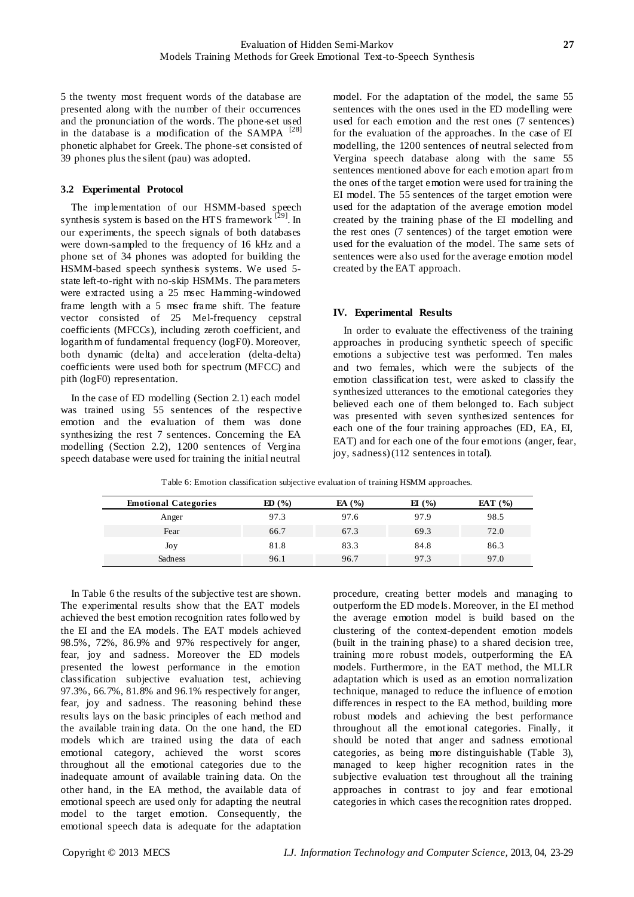5 the twenty most frequent words of the database are presented along with the number of their occurrences and the pronunciation of the words. The phone-set used in the database is a modification of the SAMPA [28] phonetic alphabet for Greek. The phone-set consisted of 39 phones plus the silent (pau) was adopted.

### 3.2 Experimental Protocol

The implementation of our HSMM-based speech synthesis system is based on the HTS framework [29]. In our experiments, the speech signals of both databases were down-sampled to the frequency of 16 kHz and a phone set of 34 phones was adopted for building the HSMM-based speech synthesis systems. We used 5-state left-to-right with no-skip HSMMs. The parameters were extracted using a 25 msec Hamming-windowed frame length with a 5 msec frame shift. The feature vector consisted of 25 Mel-frequency cepstral coefficients (MFCCs), including zeroth coefficient, and logarithm of fundamental frequency (logF0). Moreover, both dynamic (delta) and acceleration (delta-delta) coefficients were used both for spectrum (MFCC) and pith (logF0) representation.

In the case of ED modelling (Section 2.1) each model was trained using 55 sentences of the respective emotion and the evaluation of them was done synthesizing the rest 7 sentences. Concerning the EA modelling (Section 2.2), 1200 sentences of Vergina speech database were used for training the initial neutral model. For the adaptation of the model, the same 55 sentences with the ones used in the ED modelling were used for each emotion and the rest ones (7 sentences) for the evaluation of the approaches. In the case of EI modelling, the 1200 sentences of neutral selected from Vergina speech database along with the same 55 sentences mentioned above for each emotion apart from the ones of the target emotion were used for training the EI model. The 55 sentences of the target emotion were used for the adaptation of the average emotion model created by the training phase of the EI modelling and the rest ones (7 sentences) of the target emotion were used for the evaluation of the model. The same sets of sentences were also used for the average emotion model created by the EAT approach.

## IV. Experimental Results

In order to evaluate the effectiveness of the training approaches in producing synthetic speech of specific emotions a subjective test was performed. Ten males and two females, which were the subjects of the emotion classification test, were asked to classify the synthesized utterances to the emotional categories they believed each one of them belonged to. Each subject was presented with seven synthesized sentences for each one of the four training approaches (ED, EA, EI, EAT) and for each one of the four emotions (anger, fear, joy, sadness) (112 sentences in total).

Table 6: Emotion classification subjective evaluation of training HSMM approaches.

| Emotional Categories | ED (%) | EA (%) | EI (%) | EAT (%) |
|---|---|---|---|---|
| Anger | 97.3 | 97.6 | 97.9 | 98.5 |
| Fear | 66.7 | 67.3 | 69.3 | 72.0 |
| Joy | 81.8 | 83.3 | 84.8 | 86.3 |
| Sadness | 96.1 | 96.7 | 97.3 | 97.0 |

In Table 6 the results of the subjective test are shown. The experimental results show that the EAT models achieved the best emotion recognition rates followed by the EI and the EA models. The EAT models achieved 98.5%, 72%, 86.9% and 97% respectively for anger, fear, joy and sadness. Moreover the ED models presented the lowest performance in the emotion classification subjective evaluation test, achieving 97.3%, 66.7%, 81.8% and 96.1% respectively for anger, fear, joy and sadness. The reasoning behind these results lays on the basic principles of each method and the available training data. On the one hand, the ED models which are trained using the data of each emotional category, achieved the worst scores throughout all the emotional categories due to the inadequate amount of available training data. On the other hand, in the EA method, the available data of emotional speech are used only for adapting the neutral model to the target emotion. Consequently, the emotional speech data is adequate for the adaptation procedure, creating better models and managing to outperform the ED models. Moreover, in the EI method the average emotion model is build based on the clustering of the context-dependent emotion models (built in the training phase) to a shared decision tree, training more robust models, outperforming the EA models. Furthermore, in the EAT method, the MLLR adaptation which is used as an emotion normalization technique, managed to reduce the influence of emotion differences in respect to the EA method, building more robust models and achieving the best performance throughout all the emotional categories. Finally, it should be noted that anger and sadness emotional categories, as being more distinguishable (Table 3), managed to keep higher recognition rates in the subjective evaluation test throughout all the training approaches in contrast to joy and fear emotional categories in which cases the recognition rates dropped.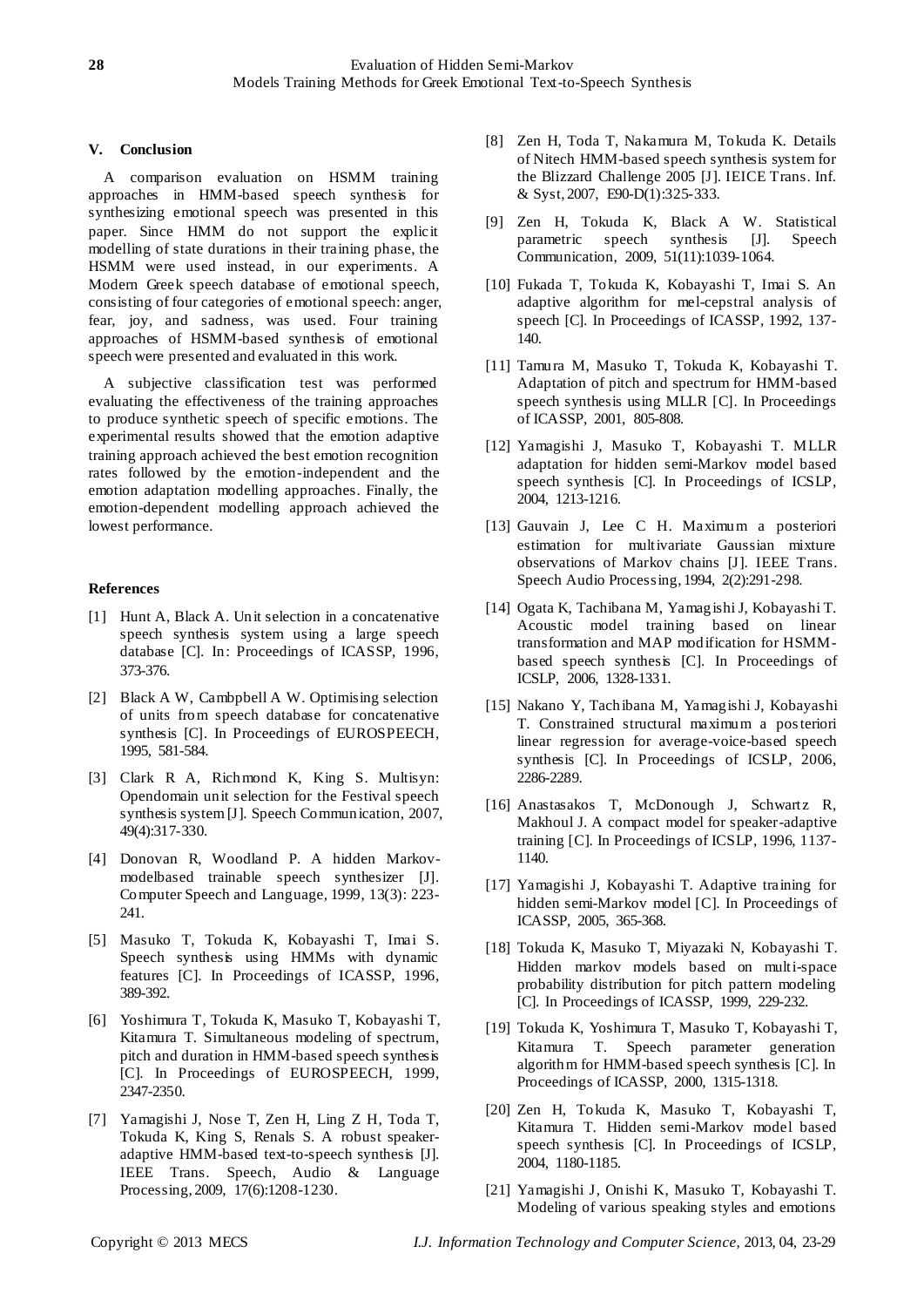## V. Conclusion

A comparison evaluation on HSMM training approaches in HMM-based speech synthesis for synthesizing emotional speech was presented in this paper. Since HMM do not support the explicit modelling of state durations in their training phase, the HSMM were used instead, in our experiments. A Modern Greek speech database of emotional speech, consisting of four categories of emotional speech: anger, fear, joy, and sadness, was used. Four training approaches of HSMM-based synthesis of emotional speech were presented and evaluated in this work.

A subjective classification test was performed evaluating the effectiveness of the training approaches to produce synthetic speech of specific emotions. The experimental results showed that the emotion adaptive training approach achieved the best emotion recognition rates followed by the emotion-independent and the emotion adaptation modelling approaches. Finally, the emotion-dependent modelling approach achieved the lowest performance.

## References

[1] Hunt A, Black A. Unit selection in a concatenative speech synthesis system using a large speech database [C]. In: Proceedings of ICASSP, 1996, 373-376.

[2] Black A W, Cambpbell A W. Optimising selection of units from speech database for concatenative synthesis [C]. In Proceedings of EUROSPEECH, 1995, 581-584.

[3] Clark R A, Richmond K, King S. Multisyn: Opendomain unit selection for the Festival speech synthesis system [J]. Speech Communication, 2007, 49(4):317-330.

[4] Donovan R, Woodland P. A hidden Markov-modelbased trainable speech synthesizer [J]. Computer Speech and Language, 1999, 13(3): 223-241.

[5] Masuko T, Tokuda K, Kobayashi T, Imai S. Speech synthesis using HMMs with dynamic features [C]. In Proceedings of ICASSP, 1996, 389-392.

[6] Yoshimura T, Tokuda K, Masuko T, Kobayashi T, Kitamura T. Simultaneous modeling of spectrum, pitch and duration in HMM-based speech synthesis [C]. In Proceedings of EUROSPEECH, 1999, 2347-2350.

[7] Yamagishi J, Nose T, Zen H, Ling Z H, Toda T, Tokuda K, King S, Renals S. A robust speaker-adaptive HMM-based text-to-speech synthesis [J]. IEEE Trans. Speech, Audio & Language Processing, 2009, 17(6):1208-1230.

[8] Zen H, Toda T, Nakamura M, Tokuda K. Details of Nitech HMM-based speech synthesis system for the Blizzard Challenge 2005 [J]. IEICE Trans. Inf. & Syst, 2007, E90-D(1):325-333.

[9] Zen H, Tokuda K, Black A W. Statistical parametric speech synthesis [J]. Speech Communication, 2009, 51(11):1039-1064.

[10] Fukada T, Tokuda K, Kobayashi T, Imai S. An adaptive algorithm for mel-cepstral analysis of speech [C]. In Proceedings of ICASSP, 1992, 137-140.

[11] Tamura M, Masuko T, Tokuda K, Kobayashi T. Adaptation of pitch and spectrum for HMM-based speech synthesis using MLLR [C]. In Proceedings of ICASSP, 2001, 805-808.

[12] Yamagishi J, Masuko T, Kobayashi T. MLLR adaptation for hidden semi-Markov model based speech synthesis [C]. In Proceedings of ICSLP, 2004, 1213-1216.

[13] Gauvain J, Lee C H. Maximum a posteriori estimation for multivariate Gaussian mixture observations of Markov chains [J]. IEEE Trans. Speech Audio Processing, 1994, 2(2):291-298.

[14] Ogata K, Tachibana M, Yamagishi J, Kobayashi T. Acoustic model training based on linear transformation and MAP modification for HSMM-based speech synthesis [C]. In Proceedings of ICSLP, 2006, 1328-1331.

[15] Nakano Y, Tachibana M, Yamagishi J, Kobayashi T. Constrained structural maximum a posteriori linear regression for average-voice-based speech synthesis [C]. In Proceedings of ICSLP, 2006, 2286-2289.

[16] Anastasakos T, McDonough J, Schwartz R, Makhoul J. A compact model for speaker-adaptive training [C]. In Proceedings of ICSLP, 1996, 1137-1140.

[17] Yamagishi J, Kobayashi T. Adaptive training for hidden semi-Markov model [C]. In Proceedings of ICASSP, 2005, 365-368.

[18] Tokuda K, Masuko T, Miyazaki N, Kobayashi T. Hidden markov models based on multi-space probability distribution for pitch pattern modeling [C]. In Proceedings of ICASSP, 1999, 229-232.

[19] Tokuda K, Yoshimura T, Masuko T, Kobayashi T, Kitamura T. Speech parameter generation algorithm for HMM-based speech synthesis [C]. In Proceedings of ICASSP, 2000, 1315-1318.

[20] Zen H, Tokuda K, Masuko T, Kobayashi T, Kitamura T. Hidden semi-Markov model based speech synthesis [C]. In Proceedings of ICSLP, 2004, 1180-1185.

[21] Yamagishi J, Onishi K, Masuko T, Kobayashi T. Modeling of various speaking styles and emotions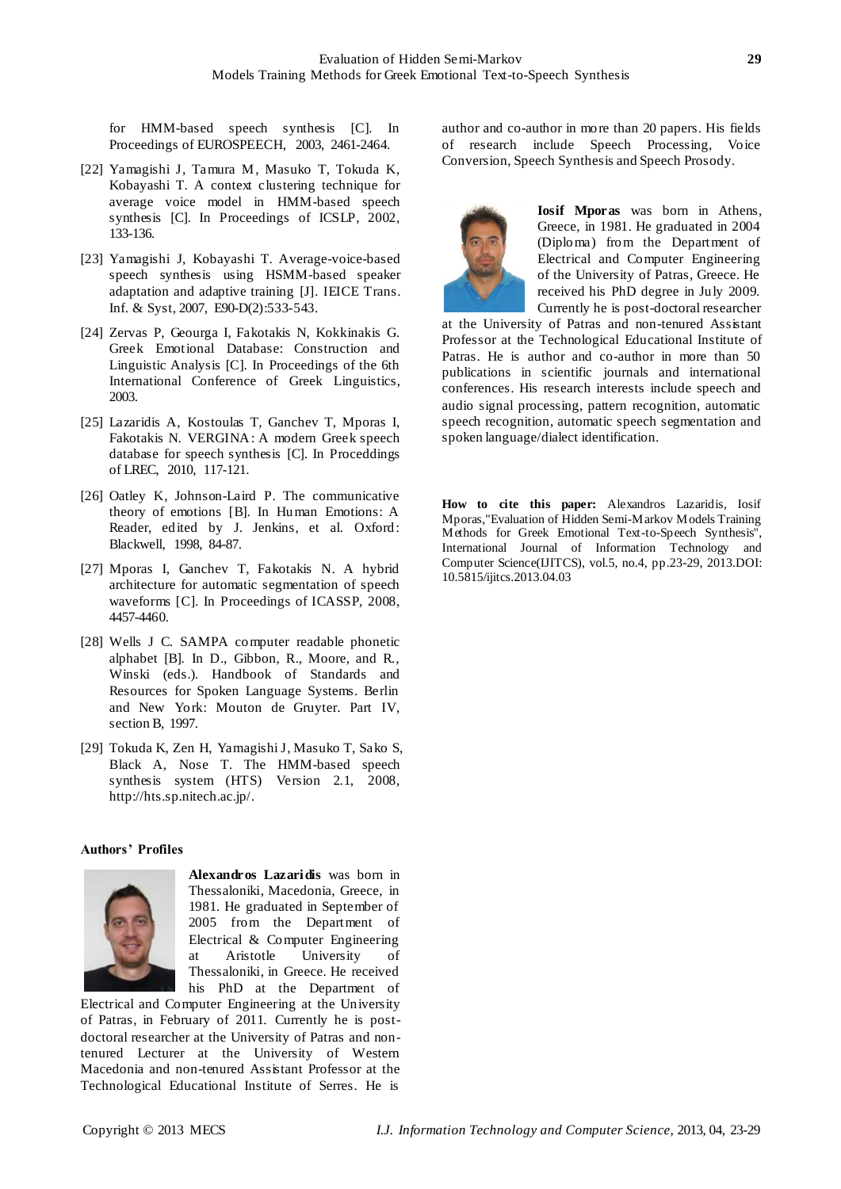for HMM-based speech synthesis [C]. In Proceedings of EUROSPEECH, 2003, 2461-2464.

[22] Yamagishi J, Tamura M, Masuko T, Tokuda K, Kobayashi T. A context clustering technique for average voice model in HMM-based speech synthesis [C]. In Proceedings of ICSLP, 2002, 133-136.

[23] Yamagishi J, Kobayashi T. Average-voice-based speech synthesis using HSMM-based speaker adaptation and adaptive training [J]. IEICE Trans. Inf. & Syst, 2007, E90-D(2):533-543.

[24] Zervas P, Geourga I, Fakotakis N, Kokkinakis G. Greek Emotional Database: Construction and Linguistic Analysis [C]. In Proceedings of the 6th International Conference of Greek Linguistics, 2003.

[25] Lazaridis A, Kostoulas T, Ganchev T, Mporas I, Fakotakis N. VERGINA: A modern Greek speech database for speech synthesis [C]. In Proceddings of LREC, 2010, 117-121.

[26] Oatley K, Johnson-Laird P. The communicative theory of emotions [B]. In Human Emotions: A Reader, edited by J. Jenkins, et al. Oxford: Blackwell, 1998, 84-87.

[27] Mporas I, Ganchev T, Fakotakis N. A hybrid architecture for automatic segmentation of speech waveforms [C]. In Proceedings of ICASSP, 2008, 4457-4460.

[28] Wells J C. SAMPA computer readable phonetic alphabet [B]. In D., Gibbon, R., Moore, and R., Winski (eds.). Handbook of Standards and Resources for Spoken Language Systems. Berlin and New York: Mouton de Gruyter. Part IV, section B, 1997.

[29] Tokuda K, Zen H, Yamagishi J, Masuko T, Sako S, Black A, Nose T. The HMM-based speech synthesis system (HTS) Version 2.1, 2008, http://hts.sp.nitech.ac.jp/.

**Authors' Profiles**

**Alexandros Lazaridis** was born in Thessaloniki, Macedonia, Greece, in 1981. He graduated in September of 2005 from the Department of Electrical & Computer Engineering at Aristotle University of Thessaloniki, in Greece. He received his PhD at the Department of Electrical and Computer Engineering at the University of Patras, in February of 2011. Currently he is post-doctoral researcher at the University of Patras and non-tenured Lecturer at the University of Western Macedonia and non-tenured Assistant Professor at the Technological Educational Institute of Serres. He is author and co-author in more than 20 papers. His fields of research include Speech Processing, Voice Conversion, Speech Synthesis and Speech Prosody.

**Iosif Mporas** was born in Athens, Greece, in 1981. He graduated in 2004 (Diploma) from the Department of Electrical and Computer Engineering of the University of Patras, Greece. He received his PhD degree in July 2009. Currently he is post-doctoral researcher at the University of Patras and non-tenured Assistant Professor at the Technological Educational Institute of Patras. He is author and co-author in more than 50 publications in scientific journals and international conferences. His research interests include speech and audio signal processing, pattern recognition, automatic speech recognition, automatic speech segmentation and spoken language/dialect identification.

**How to cite this paper:** Alexandros Lazaridis, Iosif Mporas,"Evaluation of Hidden Semi-Markov Models Training Methods for Greek Emotional Text-to-Speech Synthesis", International Journal of Information Technology and Computer Science(IJITCS), vol.5, no.4, pp.23-29, 2013.DOI: 10.5815/ijitcs.2013.04.03